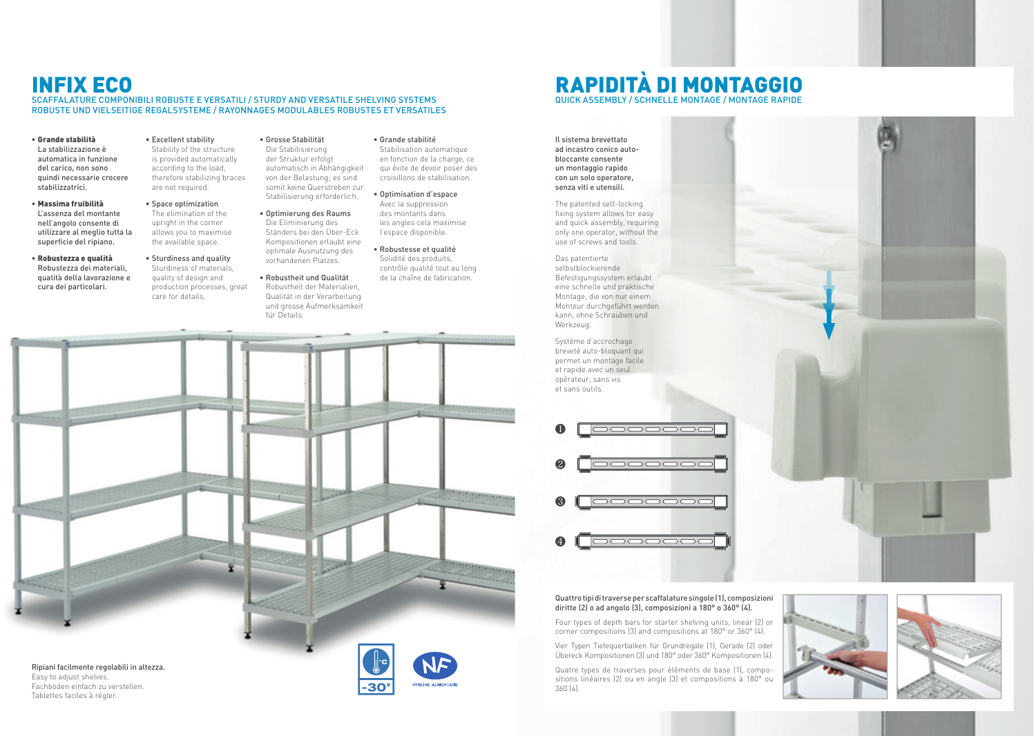# INFIX ECO

SCAFFALATURE COMPONIBILI ROBUSTE E VERSATILI / STURDY AND VERSATILE SHELVING SYSTEMS
ROBUSTE UND VIELSEITIGE REGALSYSTEME / RAYONNAGES MODULABLES ROBUSTES ET VERSATILES

- **Grande stabilità**
  La stabilizzazione è automatica in funzione del carico, non sono quindi necessarie crocere stabilizzatrici.
- **Massima fruibilità**
  L'assenza del montante nell'angolo consente di utilizzare al meglio tutta la superficie del ripiano.
- **Robustezza e qualità**
  Robustezza dei materiali, qualità della lavorazione e cura dei particolari.

- Excellent stability
  Stability of the structure is provided automatically according to the load, therefore stabilizing braces are not required.
- Space optimization
  The elimination of the upright in the corner allows you to maximise the available space.
- Sturdiness and quality
  Sturdiness of materials, quality of design and production processes, great care for details.

- Grosse Stabilität
  Die Stabilisierung der Struktur erfolgt automatisch in Abhängigkeit von der Belastung; es sind somit keine Querstreben zur Stabilisierung erforderlich.
- Optimierung des Raums
  Die Eliminierung des Ständers bei den Über-Eck Kompositionen erlaubt eine optimale Ausnutzung des vorhandenen Platzes.
- Robustheit und Qualität
  Robustheit der Materialien, Qualität in der Verarbeitung und grosse Aufmerksamkeit für Details.

- Grande stabilité
  Stabilisation automatique en fonction de la charge, ce qui évite de devoir poser des croisillons de stabilisation.
- Optimisation d'espace
  Avec la suppression des montants dans les angles cela maximise l'espace disponible.
- Robustesse et qualité
  Solidité des produits, contrôle qualité tout au long de la chaîne de fabrication.

**Ripiani facilmente regolabili in altezza.**
Easy to adjust shelves.
Fachböden einfach zu verstellen.
Tablettes faciles à régler.

-30°

HYGIÈNE ALIMENTAIRE

# RAPIDITÀ DI MONTAGGIO

QUICK ASSEMBLY / SCHNELLE MONTAGE / MONTAGE RAPIDE

**Il sistema brevettato ad incastro conico auto-bloccante consente un montaggio rapido con un solo operatore, senza viti e utensili.**

The patented self-locking fixing system allows for easy and quick assembly, requiring only one operator, without the use of screws and tools.

Das patentierte selbstblockierende Befestigungssystem erlaubt eine schnelle und praktische Montage, die von nur einem Monteur durchgeführt werden kann, ohne Schrauben und Werkzeug.

Système d'accrochage breveté auto-bloquant qui permet un montage facile et rapide avec un seul opérateur, sans vis et sans outils.

❶
❷
❸
❹

**Quattro tipi di traverse per scaffalature singole (1), composizioni diritte (2) o ad angolo (3), composizioni a 180° o 360° (4).**

Four types of depth bars for starter shelving units, linear (2) or corner compositions (3) and compositions at 180° or 360° (4).

Vier Typen Tiefequerbalken für Grundregale (1), Gerade (2) oder Übereck Kompositionen (3) und 180° oder 360° Kompositionen (4).

Quatre types de traverses pour éléments de base (1), compositions linéaires (2) ou en angle (3) et compositions à 180° ou 360 (4).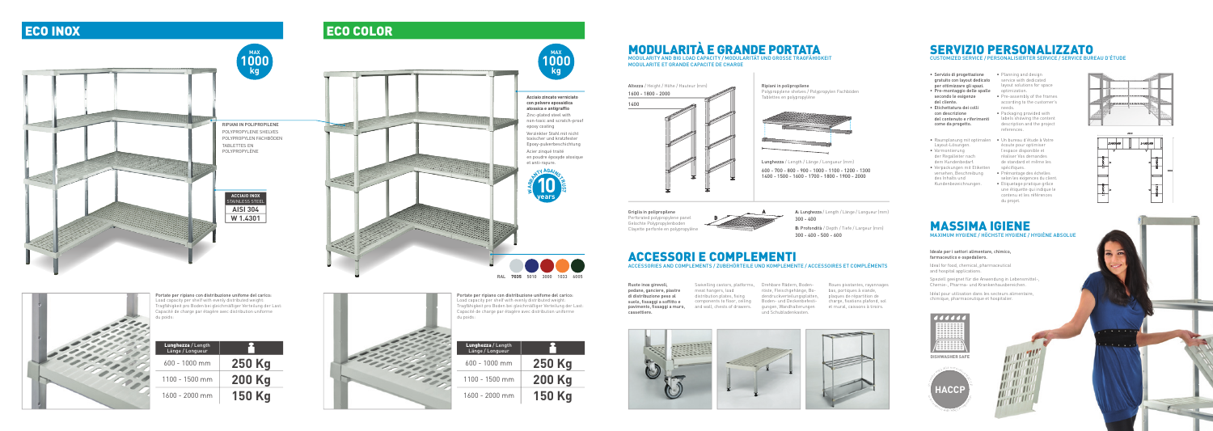# ECO INOX

MAX **1000 kg**

RIPIANI IN POLIPROPILENE
POLYPROPYLENE SHELVES
POLYPROPYLEN FACHBÖDEN
TABLETTES EN POLYPROPYLÈNE

ACCIAIO INOX
STAINLESS STEEL
**AISI 304**
**W 1.4301**

**Portate per ripiano con distribuzione uniforme del carico:**
Load capacity per shelf with evenly distributed weight.
Tragfähigkeit pro Boden bei gleichmäßiger Verteilung der Last.
Capacité de charge par étagère avec distribution uniforme du poids.

| Lunghezza / Length Länge / Longueur | |
|---|---|
| 600 - 1000 mm | **250 Kg** |
| 1100 - 1500 mm | **200 Kg** |
| 1600 - 2000 mm | **150 Kg** |

# ECO COLOR

MAX **1000 kg**

**Acciaio zincato verniciato con polvere epossidica atossica e antigraffio**
Zinc-plated steel with non-toxic and scratch-proof epoxy coating.
Verzinkter Stahl mit nicht toxischer und kratzfester Epoxy-pulverbeschichtung
Acier zingué traité en poudre époxyde atoxique et anti-rayure.

WARRANTY AGAINST RUST **10** years

RAL **7035** 5010 3000 1033 6005

**Portate per ripiano con distribuzione uniforme del carico:**
Load capacity per shelf with evenly distributed weight.
Tragfähigkeit pro Boden bei gleichmäßiger Verteilung der Last.
Capacité de charge par étagère avec distribution uniforme du poids.

| Lunghezza / Length Länge / Longueur | |
|---|---|
| 600 - 1000 mm | **250 Kg** |
| 1100 - 1500 mm | **200 Kg** |
| 1600 - 2000 mm | **150 Kg** |

# MODULARITÀ E GRANDE PORTATA

MODULARITY AND BIG LOAD CAPACITY / MODULARITÄT UND GROSSE TRAGFÄHIGKEIT
MODULARITÉ ET GRANDE CAPACITÉ DE CHARGE

**Altezza** / Height / Höhe / Hauteur (mm)
1600 - 1800 - 2000

1400

**Ripiani in polipropilene**
Polypropylene shelves / Polypropylen Fachböden
Tablettes en polypropylène

**Lunghezza** / Length / Länge / Longueur (mm)
**600 - 700 - 800 - 900 - 1000 - 1100 - 1200 - 1300**
**1400 - 1500 - 1600 - 1700 - 1800 - 1900 - 2000**

**Griglia in polipropilene**
Perforated polypropylene panel
Gelochte Polypropylenboden
Claiette perforée en polypropylène

**A: Lunghezza** / Length / Länge / Longueur (mm)
**300 - 400**
**B: Profondità** / Depth / Tiefe / Largeur (mm)
**300 - 400 - 500 - 600**

# ACCESSORI E COMPLEMENTI

ACCESSORIES AND COMPLEMENTS / ZUBEHÖRTEILE UND KOMPLEMENTE / ACCESSOIRES ET COMPLÉMENTS

**Ruote inox girevoli, pedane, ganciere, piastre di distribuzione peso al suolo, fissaggi a soffitto e pavimento, fissaggi a muro, cassettiere.**

Swivelling castors, platforms, meat hangers, load distribution plates, fixing components to floor, ceiling and wall, chests of drawers.

Drehbare Rädern, Bodenroste, Fleischgehänge, Bodendruckverteilungsplatten, Boden- und Deckenbefestigungen, Wandhalterungen und Schubladenkasten.

Roues pivotantes, rayonnages bas, portiques à viande, plaques de répartition de charge, fixations plafond, sol et mural, caissons à tiroirs.

# SERVIZIO PERSONALIZZATO

CUSTOMIZED SERVICE / PERSONALISIERTER SERVICE / SERVICE BUREAU D'ÉTUDE

- **Servizio di progettazione gratuito con layout dedicato per ottimizzare gli spazi.**
- **Pre-montaggio delle spalle secondo le esigenze del cliente.**
- **Etichettatura dei colli con descrizione del contenuto e riferimenti come da progetto.**

- Planning and design service with dedicated layout solutions for space optimization.
- Pre-assembly of the frames according to the customer's needs.
- Packaging provided with labels showing the content description and the project references.

- Raumplanung mit optimalen Layout-Lösungen.
- Vormontierung der Regalleiter nach dem Kundenbedarf.
- Verpackungen mit Etiketten versehen, Beschreibung des Inhalts und Kundenbezeichnungen.

- Un bureau d'étude à Votre écoute pour optimiser l'espace disponible et réaliser les demandes de standard et même les spécifiques.
- Prémontage des échelles selon les exigences du client.
- Etiquetage pratique grâce une étiquette qui indique le contenu et les références du projet.

# MASSIMA IGIENE

MAXIMUM HYGIENE / HÖCHSTE HYGIENE / HYGIÈNE ABSOLUE

**Ideale per i settori alimentare, chimico, farmaceutico e ospedaliero.**

Ideal for food, chemical, pharmaceutical and hospital applications.

Speziell geeignet für die Anwendung in Lebensmittel-, Chemie-, Pharma- und Krankenhausbereichen.

Idéal pour utilisation dans les secteurs alimentaire, chimique, pharmaceutique et hospitalier.

DISHWASHER SAFE

HACCP